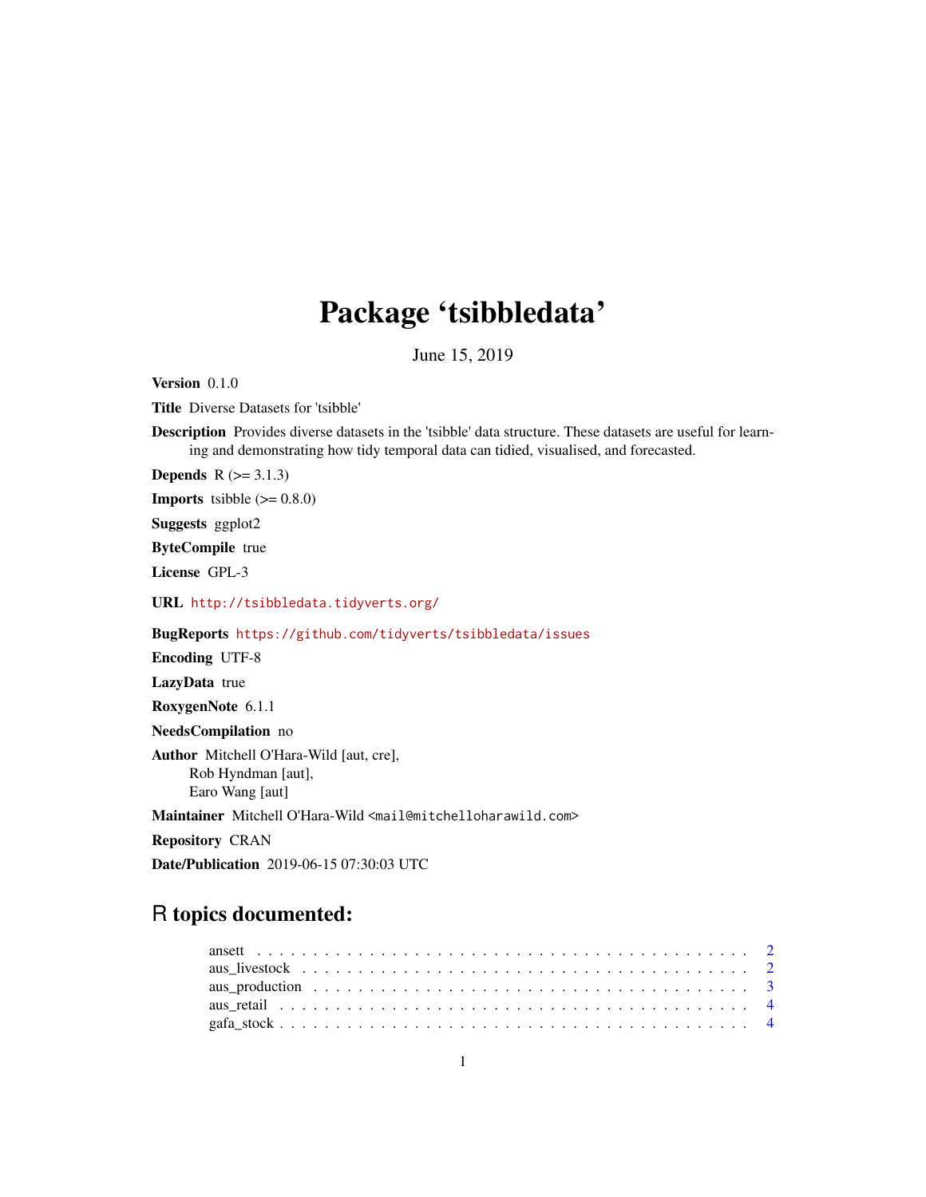# Package ‘tsibbledata’

June 15, 2019

**Version** 0.1.0

**Title** Diverse Datasets for 'tsibble'

**Description** Provides diverse datasets in the 'tsibble' data structure. These datasets are useful for learning and demonstrating how tidy temporal data can tidied, visualised, and forecasted.

**Depends** R (>= 3.1.3)

**Imports** tsibble (>= 0.8.0)

**Suggests** ggplot2

**ByteCompile** true

**License** GPL-3

**URL** http://tsibbledata.tidyverts.org/

**BugReports** https://github.com/tidyverts/tsibbledata/issues

**Encoding** UTF-8

**LazyData** true

**RoxygenNote** 6.1.1

**NeedsCompilation** no

**Author** Mitchell O'Hara-Wild [aut, cre],
Rob Hyndman [aut],
Earo Wang [aut]

**Maintainer** Mitchell O'Hara-Wild <mail@mitchelloharawild.com>

**Repository** CRAN

**Date/Publication** 2019-06-15 07:30:03 UTC

## R topics documented:

ansett . . . . . . . . . . . . . . . . . . . . . . . . . . . . . . . . . . . . . . . . . 2
aus_livestock . . . . . . . . . . . . . . . . . . . . . . . . . . . . . . . . . . . . . 2
aus_production . . . . . . . . . . . . . . . . . . . . . . . . . . . . . . . . . . . 3
aus_retail . . . . . . . . . . . . . . . . . . . . . . . . . . . . . . . . . . . . . . . 4
gafa_stock . . . . . . . . . . . . . . . . . . . . . . . . . . . . . . . . . . . . . . 4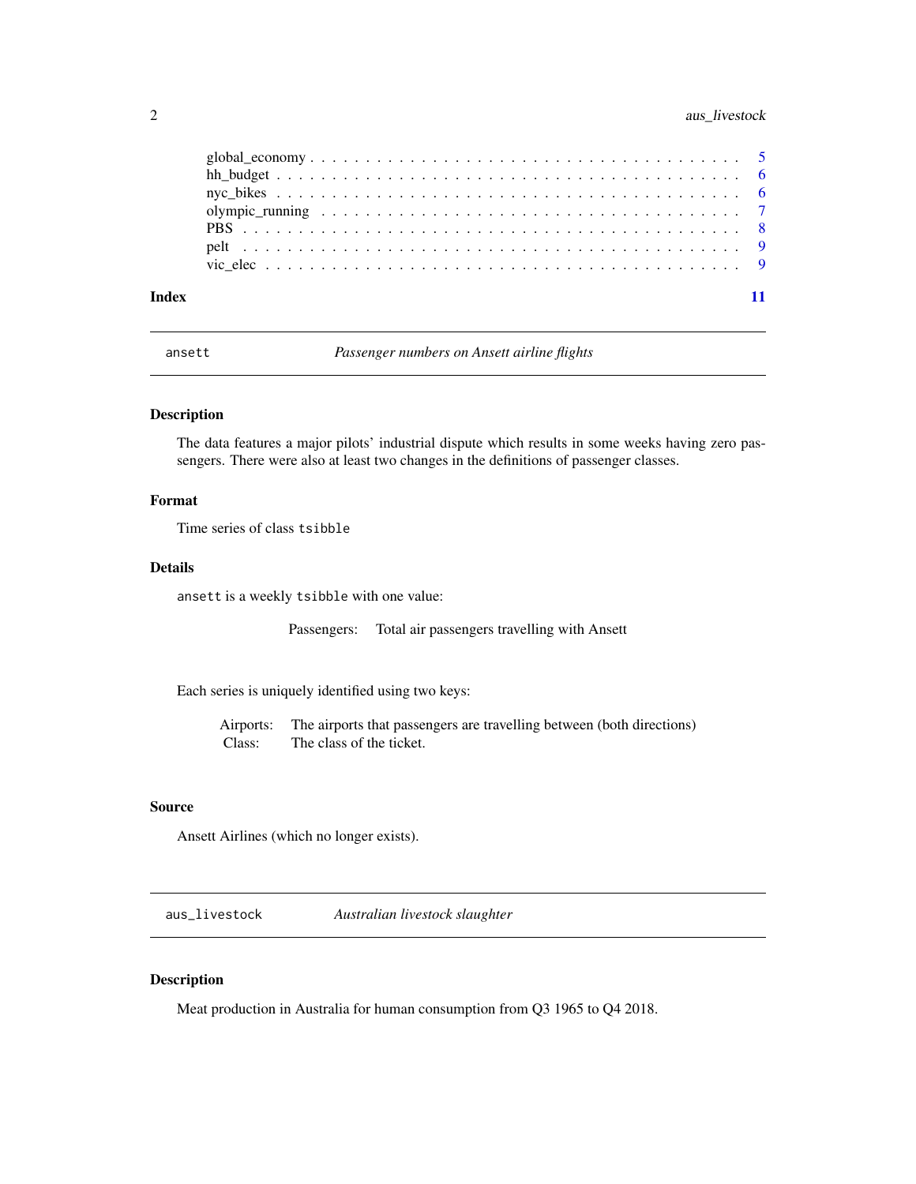global_economy . . . . . . . . . . . . . . . . . . . . . . . . . . . . . . . . . . . . . 5
hh_budget . . . . . . . . . . . . . . . . . . . . . . . . . . . . . . . . . . . . . . . . 6
nyc_bikes . . . . . . . . . . . . . . . . . . . . . . . . . . . . . . . . . . . . . . . . 6
olympic_running . . . . . . . . . . . . . . . . . . . . . . . . . . . . . . . . . . . . . 7
PBS . . . . . . . . . . . . . . . . . . . . . . . . . . . . . . . . . . . . . . . . . . . 8
pelt . . . . . . . . . . . . . . . . . . . . . . . . . . . . . . . . . . . . . . . . . . . 9
vic_elec . . . . . . . . . . . . . . . . . . . . . . . . . . . . . . . . . . . . . . . . . 9

**Index** **11**

---

## `ansett` — *Passenger numbers on Ansett airline flights*

### Description

The data features a major pilots' industrial dispute which results in some weeks having zero passengers. There were also at least two changes in the definitions of passenger classes.

### Format

Time series of class `tsibble`

### Details

`ansett` is a weekly `tsibble` with one value:

| | |
|---|---|
| Passengers: | Total air passengers travelling with Ansett |

Each series is uniquely identified using two keys:

| | |
|---|---|
| Airports: | The airports that passengers are travelling between (both directions) |
| Class: | The class of the ticket. |

### Source

Ansett Airlines (which no longer exists).

---

## `aus_livestock` — *Australian livestock slaughter*

### Description

Meat production in Australia for human consumption from Q3 1965 to Q4 2018.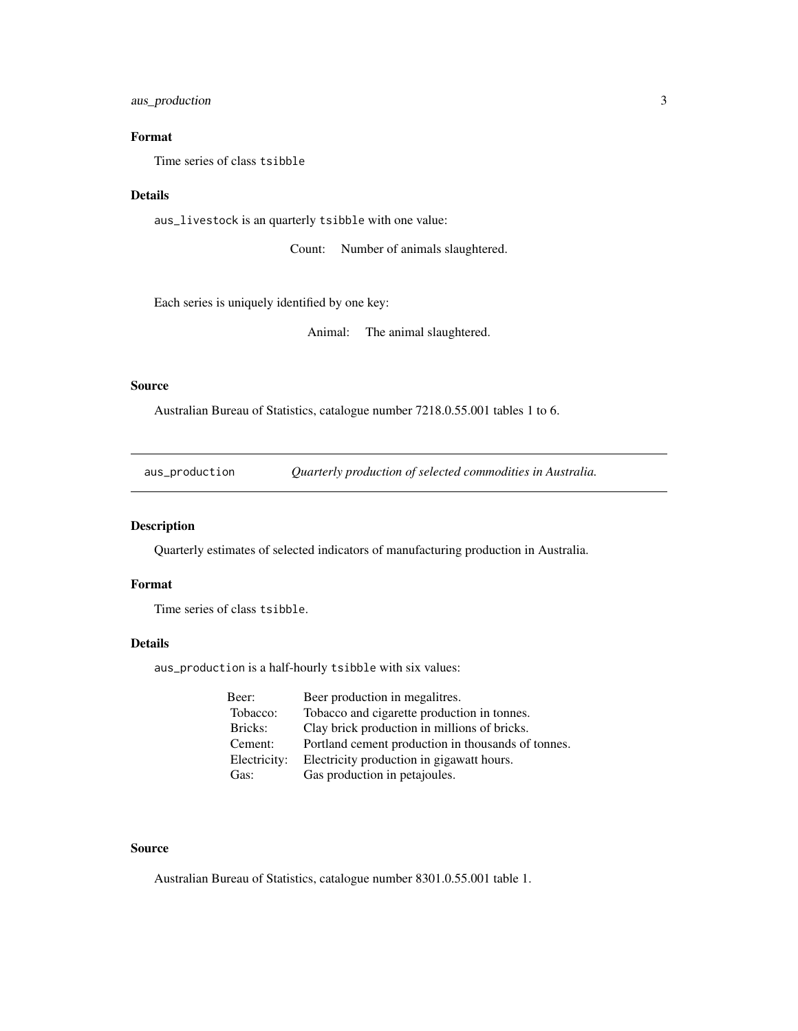### Format

Time series of class tsibble

### Details

aus_livestock is an quarterly tsibble with one value:

| | |
|---|---|
| Count: | Number of animals slaughtered. |

Each series is uniquely identified by one key:

| | |
|---|---|
| Animal: | The animal slaughtered. |

### Source

Australian Bureau of Statistics, catalogue number 7218.0.55.001 tables 1 to 6.

---

## aus_production — *Quarterly production of selected commodities in Australia.*

---

### Description

Quarterly estimates of selected indicators of manufacturing production in Australia.

### Format

Time series of class tsibble.

### Details

aus_production is a half-hourly tsibble with six values:

| | |
|---|---|
| Beer: | Beer production in megalitres. |
| Tobacco: | Tobacco and cigarette production in tonnes. |
| Bricks: | Clay brick production in millions of bricks. |
| Cement: | Portland cement production in thousands of tonnes. |
| Electricity: | Electricity production in gigawatt hours. |
| Gas: | Gas production in petajoules. |

### Source

Australian Bureau of Statistics, catalogue number 8301.0.55.001 table 1.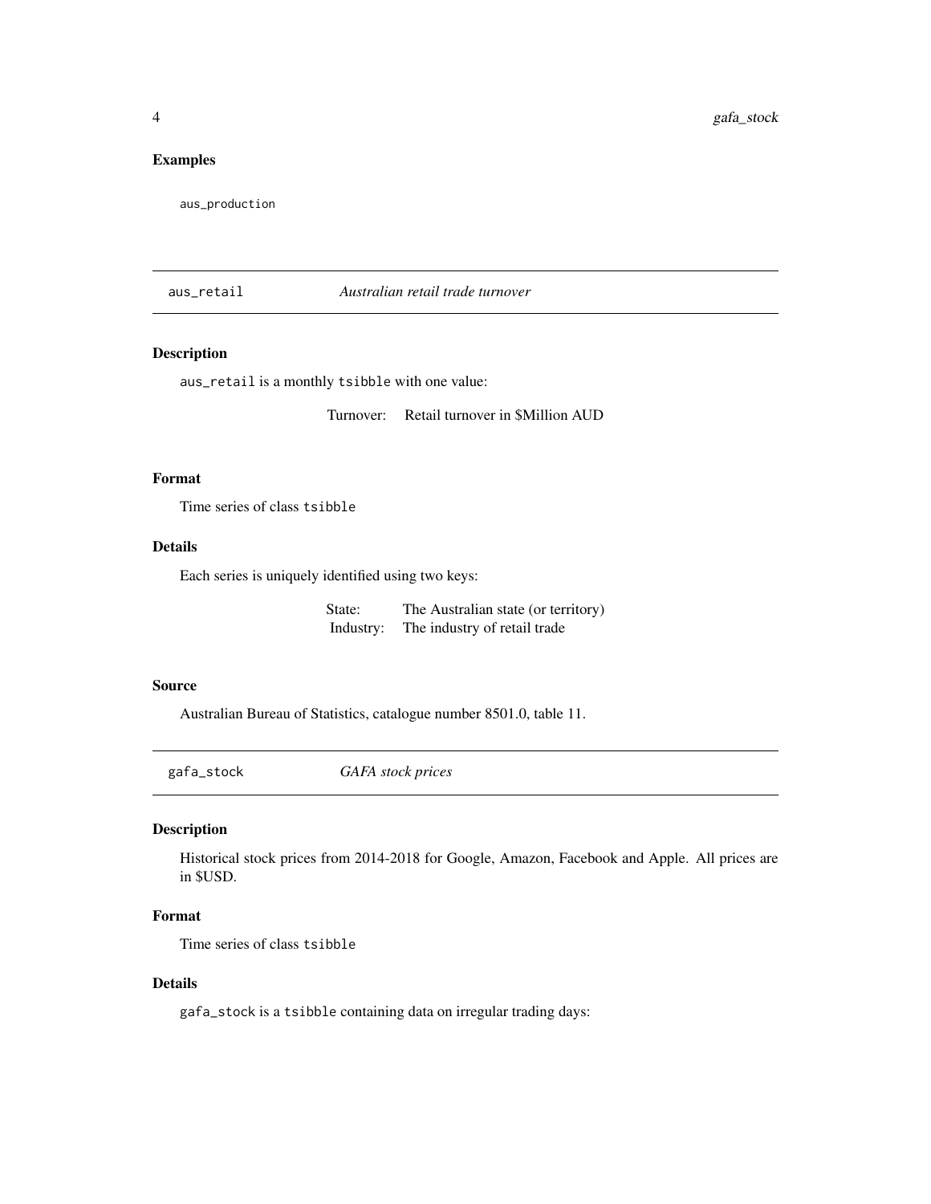## Examples

```
aus_production
```

## aus_retail *Australian retail trade turnover*

### Description

aus_retail is a monthly tsibble with one value:

| | |
|---|---|
| Turnover: | Retail turnover in $Million AUD |

### Format

Time series of class tsibble

### Details

Each series is uniquely identified using two keys:

| | |
|---|---|
| State: | The Australian state (or territory) |
| Industry: | The industry of retail trade |

### Source

Australian Bureau of Statistics, catalogue number 8501.0, table 11.

## gafa_stock *GAFA stock prices*

### Description

Historical stock prices from 2014-2018 for Google, Amazon, Facebook and Apple. All prices are in $USD.

### Format

Time series of class tsibble

### Details

gafa_stock is a tsibble containing data on irregular trading days: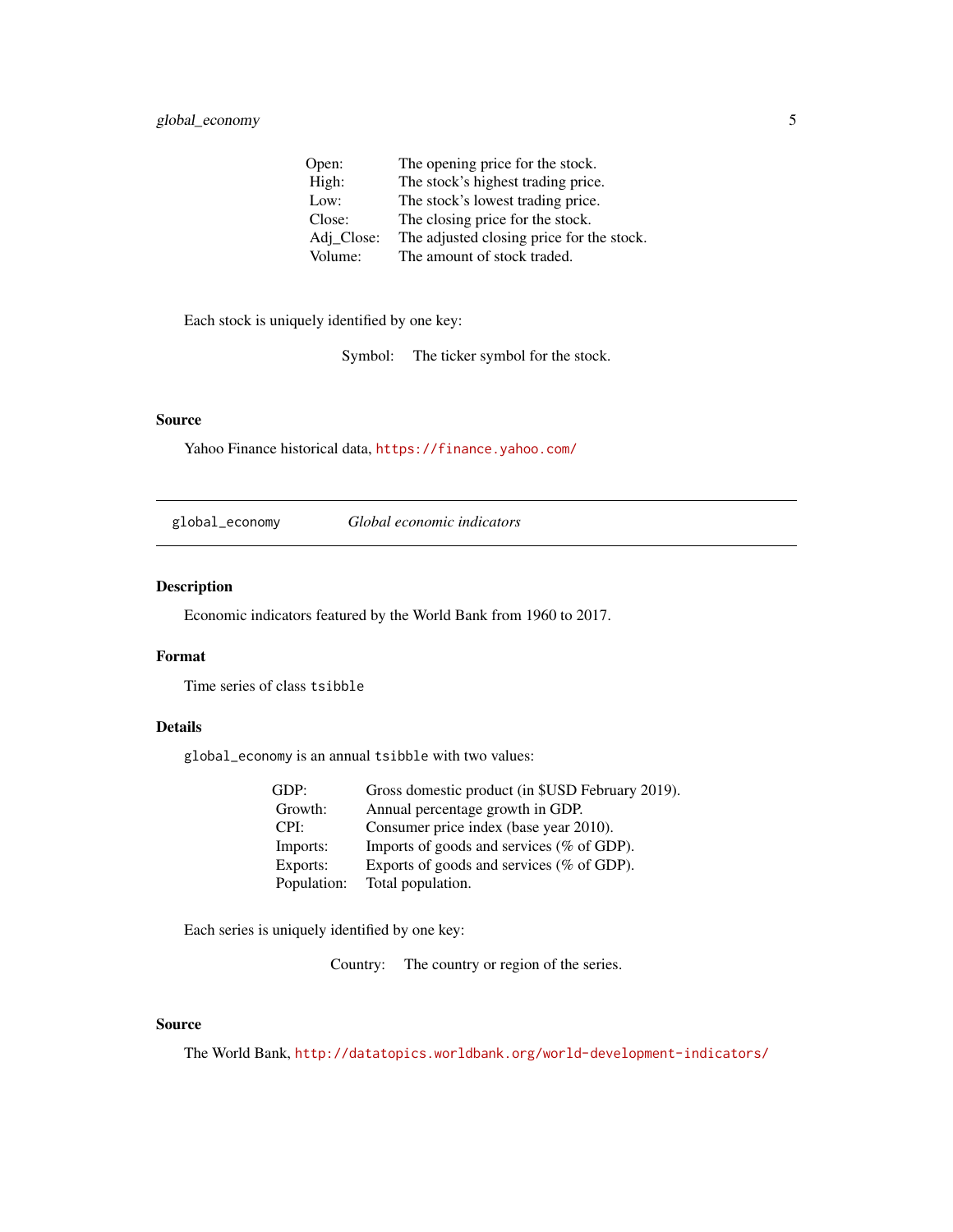| | |
|---|---|
| Open: | The opening price for the stock. |
| High: | The stock's highest trading price. |
| Low: | The stock's lowest trading price. |
| Close: | The closing price for the stock. |
| Adj_Close: | The adjusted closing price for the stock. |
| Volume: | The amount of stock traded. |

Each stock is uniquely identified by one key:

| | |
|---|---|
| Symbol: | The ticker symbol for the stock. |

### Source

Yahoo Finance historical data, https://finance.yahoo.com/

---

## global_economy — *Global economic indicators*

### Description

Economic indicators featured by the World Bank from 1960 to 2017.

### Format

Time series of class `tsibble`

### Details

`global_economy` is an annual `tsibble` with two values:

| | |
|---|---|
| GDP: | Gross domestic product (in $USD February 2019). |
| Growth: | Annual percentage growth in GDP. |
| CPI: | Consumer price index (base year 2010). |
| Imports: | Imports of goods and services (% of GDP). |
| Exports: | Exports of goods and services (% of GDP). |
| Population: | Total population. |

Each series is uniquely identified by one key:

| | |
|---|---|
| Country: | The country or region of the series. |

### Source

The World Bank, http://datatopics.worldbank.org/world-development-indicators/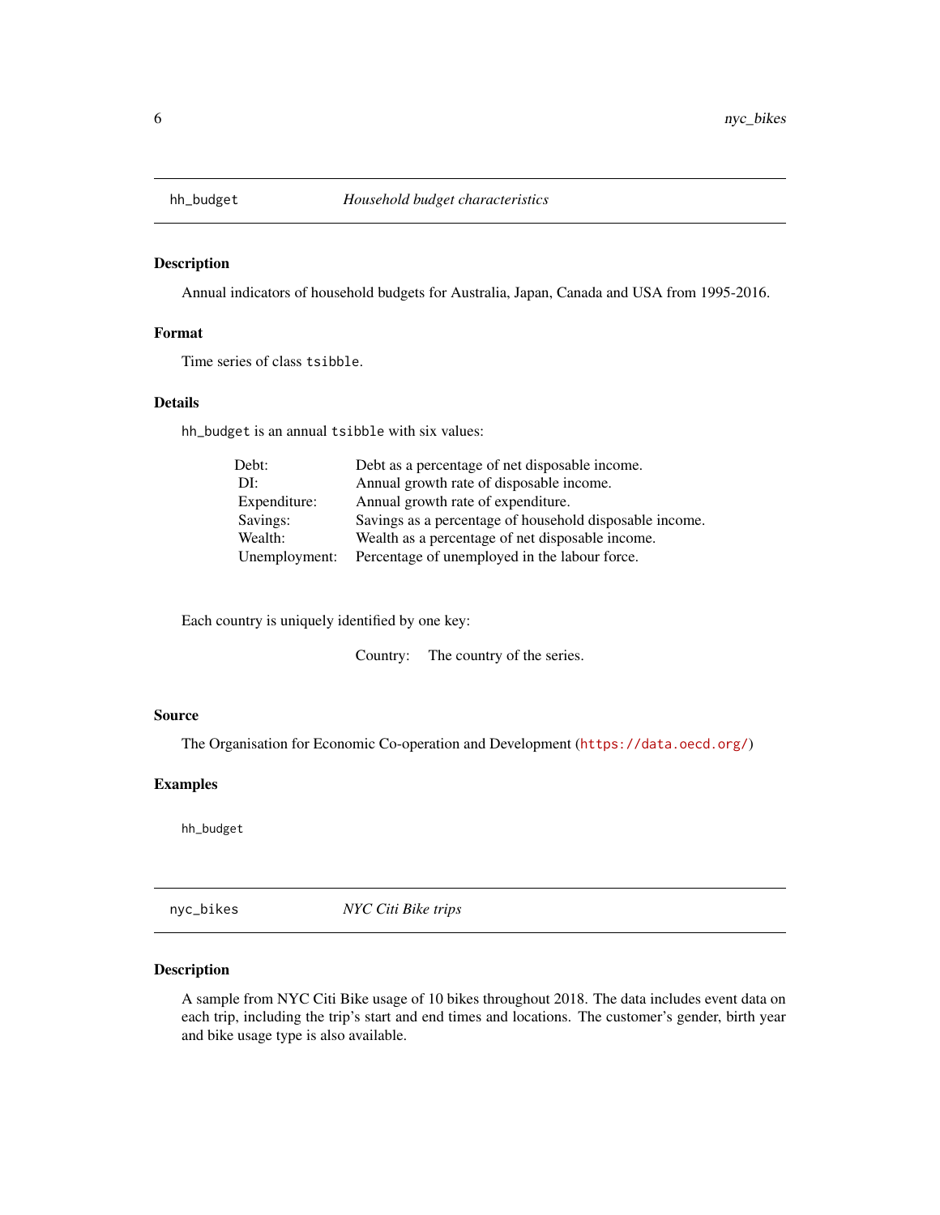## hh_budget *Household budget characteristics*

### Description

Annual indicators of household budgets for Australia, Japan, Canada and USA from 1995-2016.

### Format

Time series of class `tsibble`.

### Details

`hh_budget` is an annual `tsibble` with six values:

| | |
|---|---|
| Debt: | Debt as a percentage of net disposable income. |
| DI: | Annual growth rate of disposable income. |
| Expenditure: | Annual growth rate of expenditure. |
| Savings: | Savings as a percentage of household disposable income. |
| Wealth: | Wealth as a percentage of net disposable income. |
| Unemployment: | Percentage of unemployed in the labour force. |

Each country is uniquely identified by one key:

| | |
|---|---|
| Country: | The country of the series. |

### Source

The Organisation for Economic Co-operation and Development (https://data.oecd.org/)

### Examples

```
hh_budget
```

## nyc_bikes *NYC Citi Bike trips*

### Description

A sample from NYC Citi Bike usage of 10 bikes throughout 2018. The data includes event data on each trip, including the trip's start and end times and locations. The customer's gender, birth year and bike usage type is also available.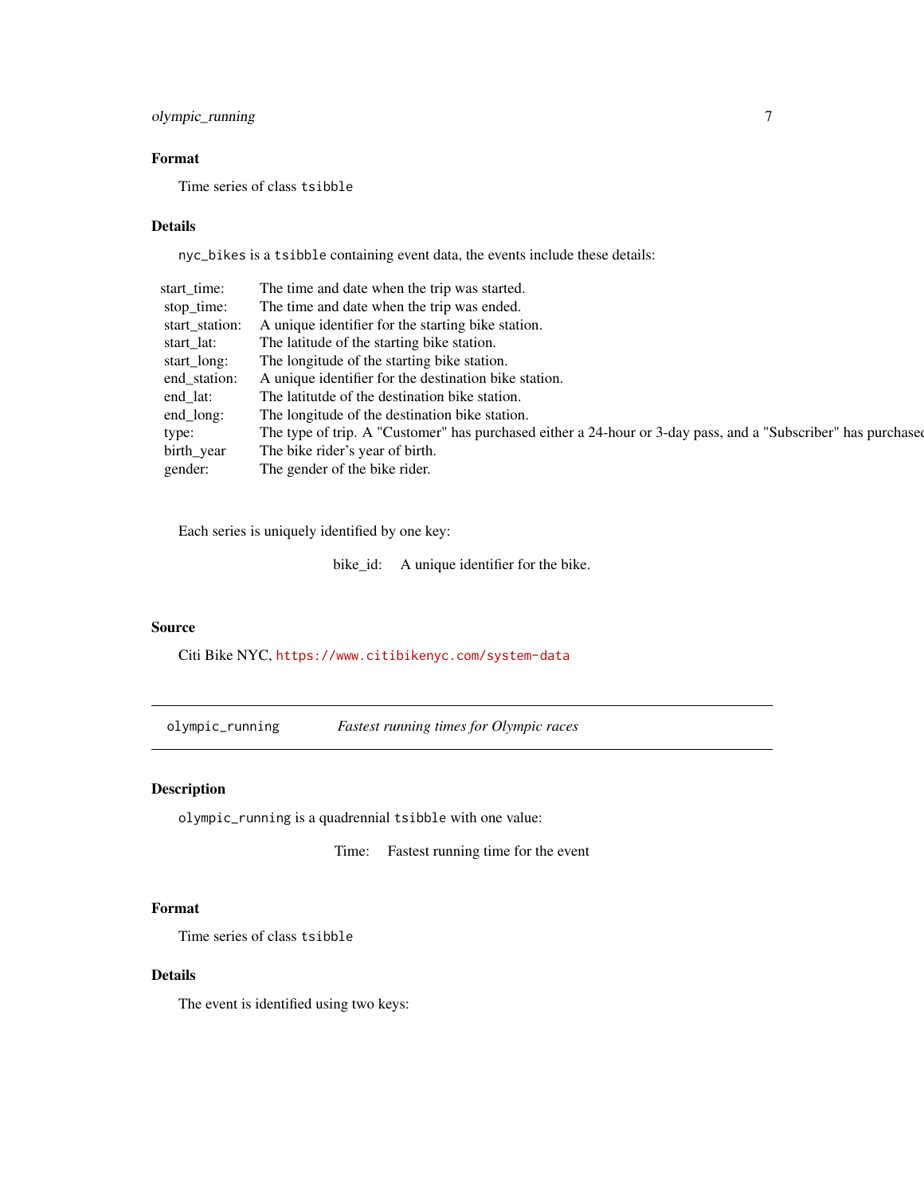### Format

Time series of class `tsibble`

### Details

`nyc_bikes` is a `tsibble` containing event data, the events include these details:

| | |
|---|---|
| start_time: | The time and date when the trip was started. |
| stop_time: | The time and date when the trip was ended. |
| start_station: | A unique identifier for the starting bike station. |
| start_lat: | The latitude of the starting bike station. |
| start_long: | The longitude of the starting bike station. |
| end_station: | A unique identifier for the destination bike station. |
| end_lat: | The latitutde of the destination bike station. |
| end_long: | The longitude of the destination bike station. |
| type: | The type of trip. A "Customer" has purchased either a 24-hour or 3-day pass, and a "Subscriber" has purchased |
| birth_year | The bike rider's year of birth. |
| gender: | The gender of the bike rider. |

Each series is uniquely identified by one key:

| | |
|---|---|
| bike_id: | A unique identifier for the bike. |

### Source

Citi Bike NYC, https://www.citibikenyc.com/system-data

---

## `olympic_running` *Fastest running times for Olympic races*

### Description

`olympic_running` is a quadrennial `tsibble` with one value:

| | |
|---|---|
| Time: | Fastest running time for the event |

### Format

Time series of class `tsibble`

### Details

The event is identified using two keys: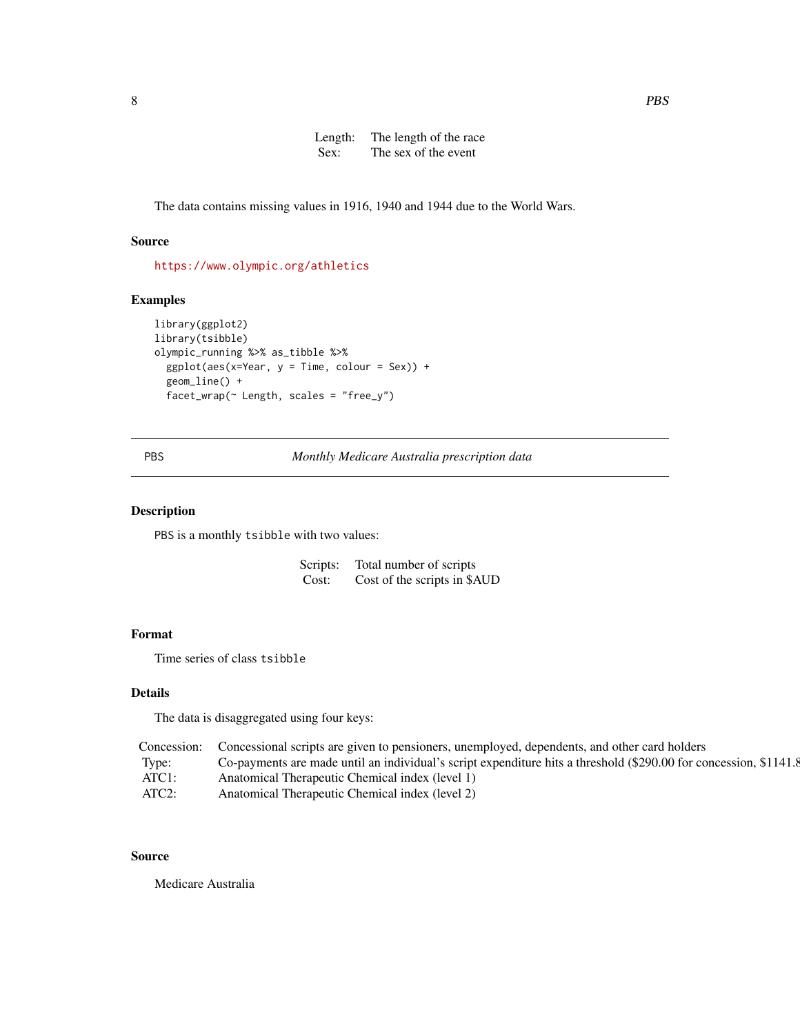| | |
|---|---|
| Length: | The length of the race |
| Sex: | The sex of the event |

The data contains missing values in 1916, 1940 and 1944 due to the World Wars.

### Source

https://www.olympic.org/athletics

### Examples

```
library(ggplot2)
library(tsibble)
olympic_running %>% as_tibble %>%
  ggplot(aes(x=Year, y = Time, colour = Sex)) +
  geom_line() +
  facet_wrap(~ Length, scales = "free_y")
```

---

## PBS *Monthly Medicare Australia prescription data*

### Description

PBS is a monthly tsibble with two values:

| | |
|---|---|
| Scripts: | Total number of scripts |
| Cost: | Cost of the scripts in $AUD |

### Format

Time series of class tsibble

### Details

The data is disaggregated using four keys:

| | |
|---|---|
| Concession: | Concessional scripts are given to pensioners, unemployed, dependents, and other card holders |
| Type: | Co-payments are made until an individual's script expenditure hits a threshold ($290.00 for concession, $1141.8 |
| ATC1: | Anatomical Therapeutic Chemical index (level 1) |
| ATC2: | Anatomical Therapeutic Chemical index (level 2) |

### Source

Medicare Australia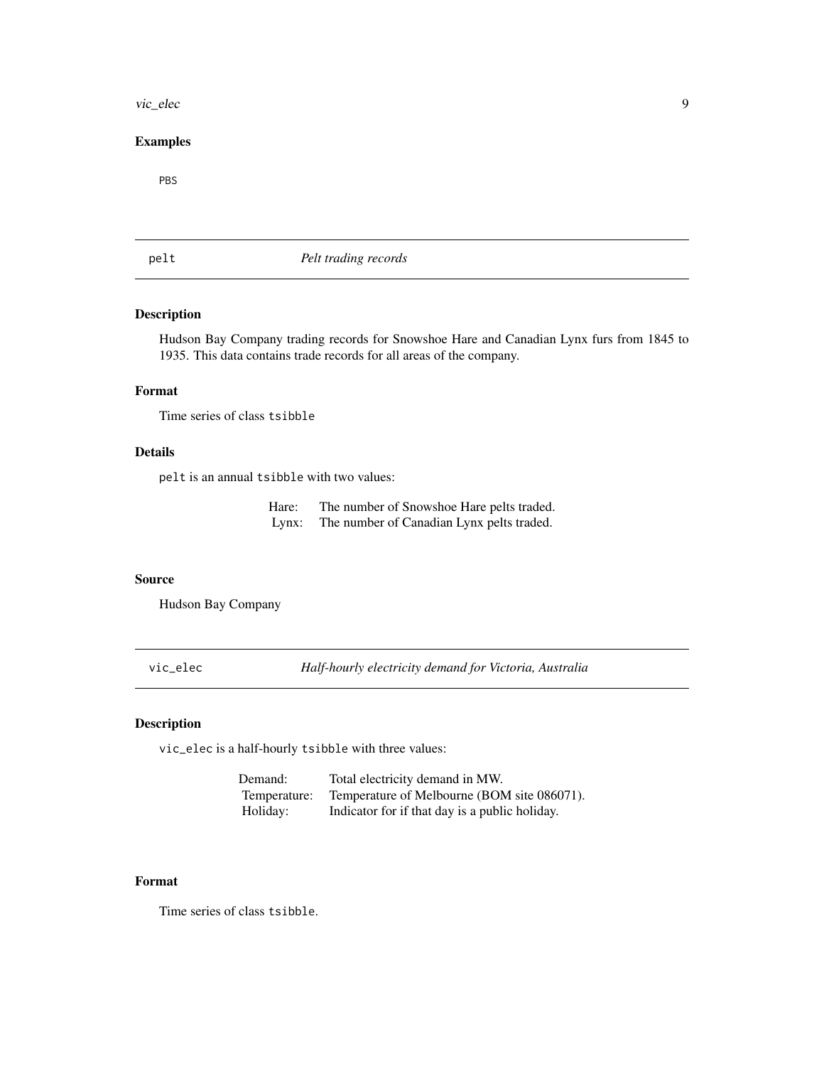## Examples

```
PBS
```

---

## pelt *Pelt trading records*

### Description

Hudson Bay Company trading records for Snowshoe Hare and Canadian Lynx furs from 1845 to 1935. This data contains trade records for all areas of the company.

### Format

Time series of class `tsibble`

### Details

`pelt` is an annual `tsibble` with two values:

| | |
|---|---|
| Hare: | The number of Snowshoe Hare pelts traded. |
| Lynx: | The number of Canadian Lynx pelts traded. |

### Source

Hudson Bay Company

---

## vic_elec *Half-hourly electricity demand for Victoria, Australia*

### Description

`vic_elec` is a half-hourly `tsibble` with three values:

| | |
|---|---|
| Demand: | Total electricity demand in MW. |
| Temperature: | Temperature of Melbourne (BOM site 086071). |
| Holiday: | Indicator for if that day is a public holiday. |

### Format

Time series of class `tsibble`.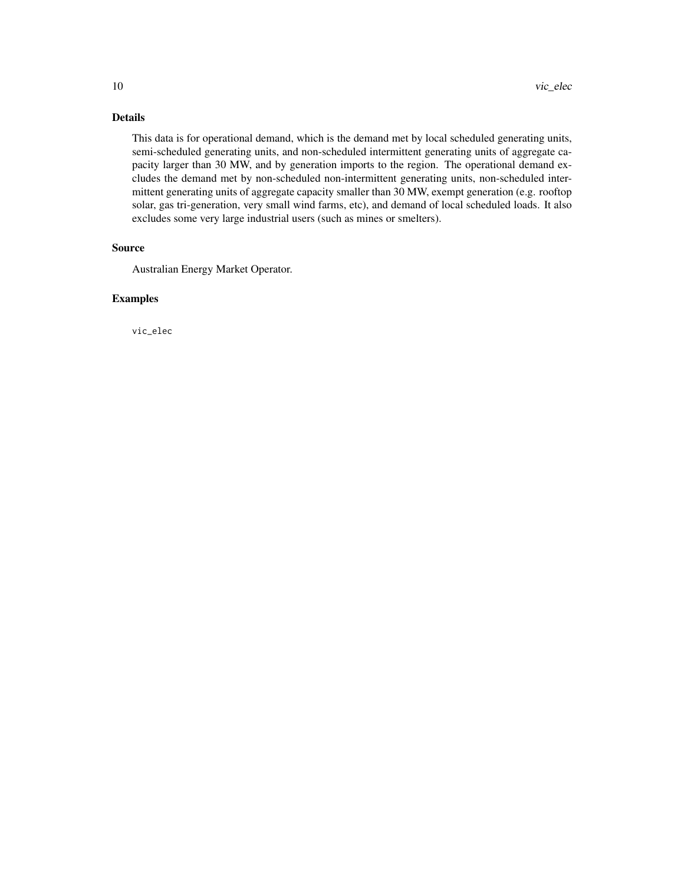## Details

This data is for operational demand, which is the demand met by local scheduled generating units, semi-scheduled generating units, and non-scheduled intermittent generating units of aggregate capacity larger than 30 MW, and by generation imports to the region. The operational demand excludes the demand met by non-scheduled non-intermittent generating units, non-scheduled intermittent generating units of aggregate capacity smaller than 30 MW, exempt generation (e.g. rooftop solar, gas tri-generation, very small wind farms, etc), and demand of local scheduled loads. It also excludes some very large industrial users (such as mines or smelters).

## Source

Australian Energy Market Operator.

## Examples

```
vic_elec
```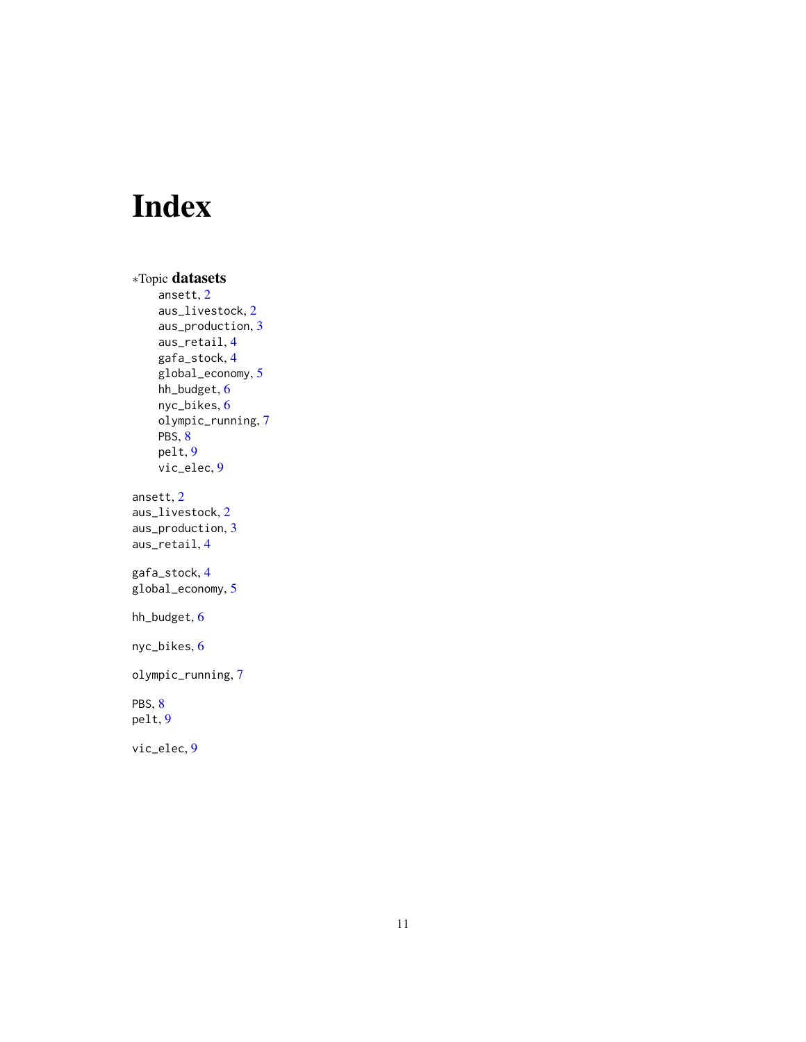# Index

*Topic **datasets**

- ansett, 2
- aus_livestock, 2
- aus_production, 3
- aus_retail, 4
- gafa_stock, 4
- global_economy, 5
- hh_budget, 6
- nyc_bikes, 6
- olympic_running, 7
- PBS, 8
- pelt, 9
- vic_elec, 9

ansett, 2
aus_livestock, 2
aus_production, 3
aus_retail, 4

gafa_stock, 4
global_economy, 5

hh_budget, 6

nyc_bikes, 6

olympic_running, 7

PBS, 8
pelt, 9

vic_elec, 9